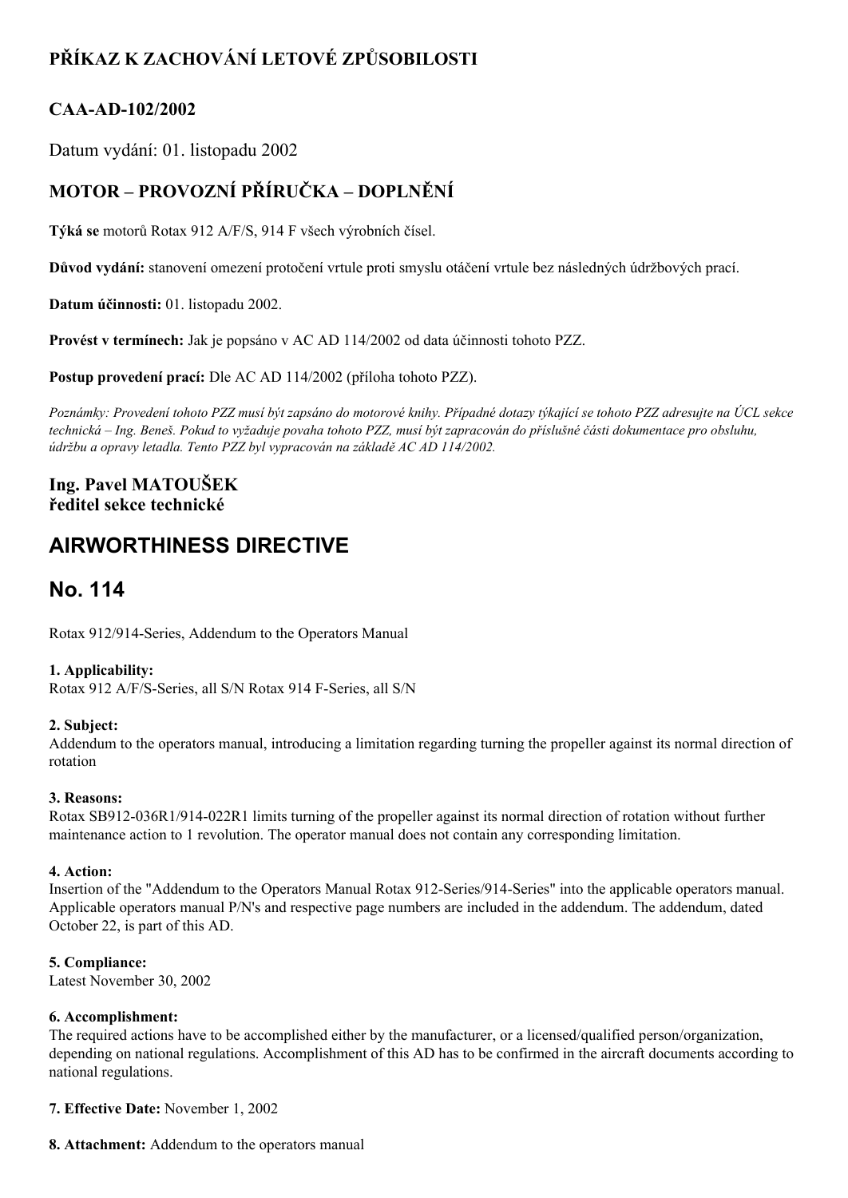## PŘÍKAZ K ZACHOVÁNÍ LETOVÉ ZPŮSOBILOSTI

### CAA-AD-102/2002

Datum vydání: 01. listopadu 2002

## MOTOR – PROVOZNÍ PŘÍRUČKA – DOPLNĚNÍ

**Týká se** motorů Rotax 912 A/F/S, 914 F všech výrobních čísel.

**Důvod vydání:** stanovení omezení protočení vrtule proti smyslu otáčení vrtule bez následných údržbových prací.

**Datum účinnosti:** 01. listopadu 2002.

**Provést v termínech:** Jak je popsáno v AC AD 114/2002 od data účinnosti tohoto PZZ.

**Postup provedení prací:** Dle AC AD 114/2002 (příloha tohoto PZZ).

*Poznámky: Provedení tohoto PZZ musí být zapsáno do motorové knihy. Případné dotazy týkající se tohoto PZZ adresujte na ÚCL sekce technická – Ing. Beneš. Pokud to vyžaduje povaha tohoto PZZ, musí být zapracován do příslušné části dokumentace pro obsluhu, údržbu a opravy letadla. Tento PZZ byl vypracován na základě AC AD 114/2002.*

**Ing. Pavel MATOUŠEK**
**ředitel sekce technické**

# AIRWORTHINESS DIRECTIVE

# No. 114

Rotax 912/914-Series, Addendum to the Operators Manual

**1. Applicability:**
Rotax 912 A/F/S-Series, all S/N Rotax 914 F-Series, all S/N

**2. Subject:**
Addendum to the operators manual, introducing a limitation regarding turning the propeller against its normal direction of rotation

**3. Reasons:**
Rotax SB912-036R1/914-022R1 limits turning of the propeller against its normal direction of rotation without further maintenance action to 1 revolution. The operator manual does not contain any corresponding limitation.

**4. Action:**
Insertion of the "Addendum to the Operators Manual Rotax 912-Series/914-Series" into the applicable operators manual. Applicable operators manual P/N's and respective page numbers are included in the addendum. The addendum, dated October 22, is part of this AD.

**5. Compliance:**
Latest November 30, 2002

**6. Accomplishment:**
The required actions have to be accomplished either by the manufacturer, or a licensed/qualified person/organization, depending on national regulations. Accomplishment of this AD has to be confirmed in the aircraft documents according to national regulations.

**7. Effective Date:** November 1, 2002

**8. Attachment:** Addendum to the operators manual